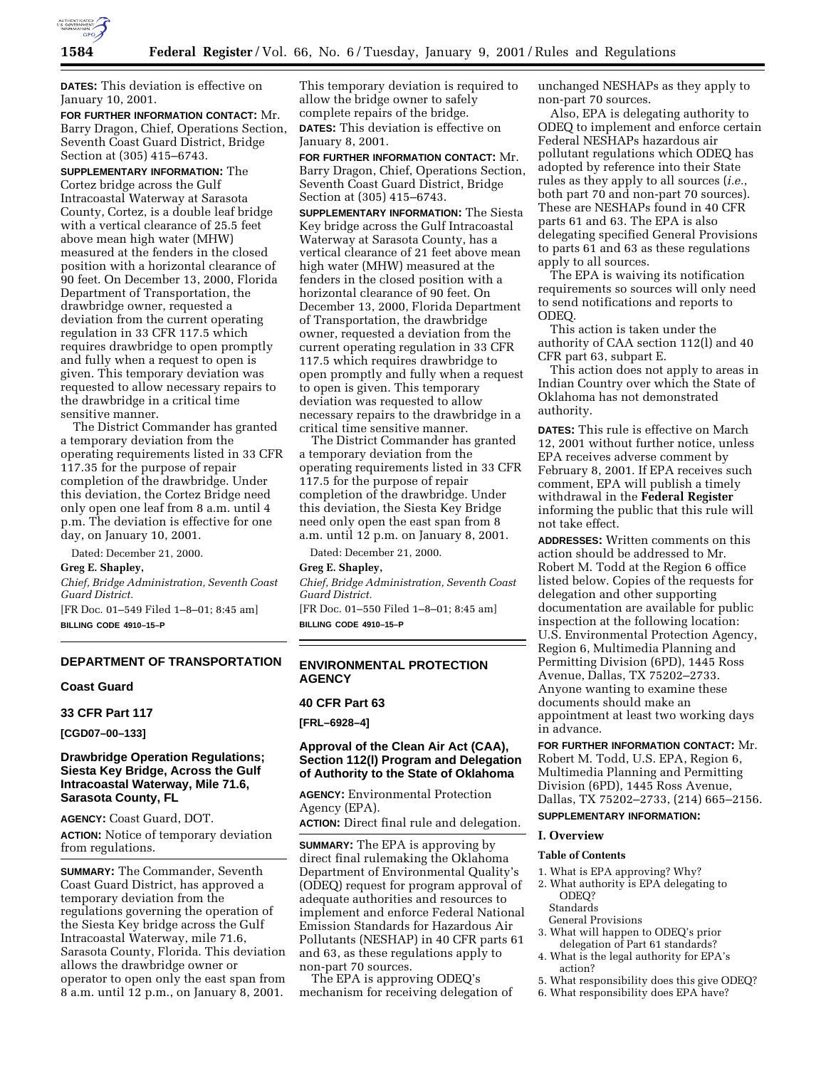**DATES:** This deviation is effective on January 10, 2001.

**FOR FURTHER INFORMATION CONTACT:** Mr. Barry Dragon, Chief, Operations Section, Seventh Coast Guard District, Bridge Section at (305) 415–6743.

**SUPPLEMENTARY INFORMATION:** The Cortez bridge across the Gulf Intracoastal Waterway at Sarasota County, Cortez, is a double leaf bridge with a vertical clearance of 25.5 feet above mean high water (MHW) measured at the fenders in the closed position with a horizontal clearance of 90 feet. On December 13, 2000, Florida Department of Transportation, the drawbridge owner, requested a deviation from the current operating regulation in 33 CFR 117.5 which requires drawbridge to open promptly and fully when a request to open is given. This temporary deviation was requested to allow necessary repairs to the drawbridge in a critical time sensitive manner.

The District Commander has granted a temporary deviation from the operating requirements listed in 33 CFR 117.35 for the purpose of repair completion of the drawbridge. Under this deviation, the Cortez Bridge need only open one leaf from 8 a.m. until 4 p.m. The deviation is effective for one day, on January 10, 2001.

Dated: December 21, 2000.

**Greg E. Shapley,**

*Chief, Bridge Administration, Seventh Coast Guard District.*

[FR Doc. 01–549 Filed 1–8–01; 8:45 am]

**BILLING CODE 4910–15–P**

---

## DEPARTMENT OF TRANSPORTATION

### Coast Guard

### 33 CFR Part 117

**[CGD07–00–133]**

### Drawbridge Operation Regulations; Siesta Key Bridge, Across the Gulf Intracoastal Waterway, Mile 71.6, Sarasota County, FL

**AGENCY:** Coast Guard, DOT.

**ACTION:** Notice of temporary deviation from regulations.

**SUMMARY:** The Commander, Seventh Coast Guard District, has approved a temporary deviation from the regulations governing the operation of the Siesta Key bridge across the Gulf Intracoastal Waterway, mile 71.6, Sarasota County, Florida. This deviation allows the drawbridge owner or operator to open only the east span from 8 a.m. until 12 p.m., on January 8, 2001. This temporary deviation is required to allow the bridge owner to safely complete repairs of the bridge.

**DATES:** This deviation is effective on January 8, 2001.

**FOR FURTHER INFORMATION CONTACT:** Mr. Barry Dragon, Chief, Operations Section, Seventh Coast Guard District, Bridge Section at (305) 415–6743.

**SUPPLEMENTARY INFORMATION:** The Siesta Key bridge across the Gulf Intracoastal Waterway at Sarasota County, has a vertical clearance of 21 feet above mean high water (MHW) measured at the fenders in the closed position with a horizontal clearance of 90 feet. On December 13, 2000, Florida Department of Transportation, the drawbridge owner, requested a deviation from the current operating regulation in 33 CFR 117.5 which requires drawbridge to open promptly and fully when a request to open is given. This temporary deviation was requested to allow necessary repairs to the drawbridge in a critical time sensitive manner.

The District Commander has granted a temporary deviation from the operating requirements listed in 33 CFR 117.5 for the purpose of repair completion of the drawbridge. Under this deviation, the Siesta Key Bridge need only open the east span from 8 a.m. until 12 p.m. on January 8, 2001.

Dated: December 21, 2000.

**Greg E. Shapley,**

*Chief, Bridge Administration, Seventh Coast Guard District.*

[FR Doc. 01–550 Filed 1–8–01; 8:45 am]

**BILLING CODE 4910–15–P**

---

## ENVIRONMENTAL PROTECTION AGENCY

### 40 CFR Part 63

**[FRL–6928–4]**

### Approval of the Clean Air Act (CAA), Section 112(l) Program and Delegation of Authority to the State of Oklahoma

**AGENCY:** Environmental Protection Agency (EPA).

**ACTION:** Direct final rule and delegation.

**SUMMARY:** The EPA is approving by direct final rulemaking the Oklahoma Department of Environmental Quality's (ODEQ) request for program approval of adequate authorities and resources to implement and enforce Federal National Emission Standards for Hazardous Air Pollutants (NESHAP) in 40 CFR parts 61 and 63, as these regulations apply to non-part 70 sources.

The EPA is approving ODEQ's mechanism for receiving delegation of unchanged NESHAPs as they apply to non-part 70 sources.

Also, EPA is delegating authority to ODEQ to implement and enforce certain Federal NESHAPs hazardous air pollutant regulations which ODEQ has adopted by reference into their State rules as they apply to all sources (*i.e.*, both part 70 and non-part 70 sources). These are NESHAPs found in 40 CFR parts 61 and 63. The EPA is also delegating specified General Provisions to parts 61 and 63 as these regulations apply to all sources.

The EPA is waiving its notification requirements so sources will only need to send notifications and reports to ODEQ.

This action is taken under the authority of CAA section 112(l) and 40 CFR part 63, subpart E.

This action does not apply to areas in Indian Country over which the State of Oklahoma has not demonstrated authority.

**DATES:** This rule is effective on March 12, 2001 without further notice, unless EPA receives adverse comment by February 8, 2001. If EPA receives such comment, EPA will publish a timely withdrawal in the **Federal Register** informing the public that this rule will not take effect.

**ADDRESSES:** Written comments on this action should be addressed to Mr. Robert M. Todd at the Region 6 office listed below. Copies of the requests for delegation and other supporting documentation are available for public inspection at the following location: U.S. Environmental Protection Agency, Region 6, Multimedia Planning and Permitting Division (6PD), 1445 Ross Avenue, Dallas, TX 75202–2733. Anyone wanting to examine these documents should make an appointment at least two working days in advance.

**FOR FURTHER INFORMATION CONTACT:** Mr. Robert M. Todd, U.S. EPA, Region 6, Multimedia Planning and Permitting Division (6PD), 1445 Ross Avenue, Dallas, TX 75202–2733, (214) 665–2156.

**SUPPLEMENTARY INFORMATION:**

#### I. Overview

**Table of Contents**

1. What is EPA approving? Why?
2. What authority is EPA delegating to ODEQ?
   - Standards
   - General Provisions
3. What will happen to ODEQ's prior delegation of Part 61 standards?
4. What is the legal authority for EPA's action?
5. What responsibility does this give ODEQ?
6. What responsibility does EPA have?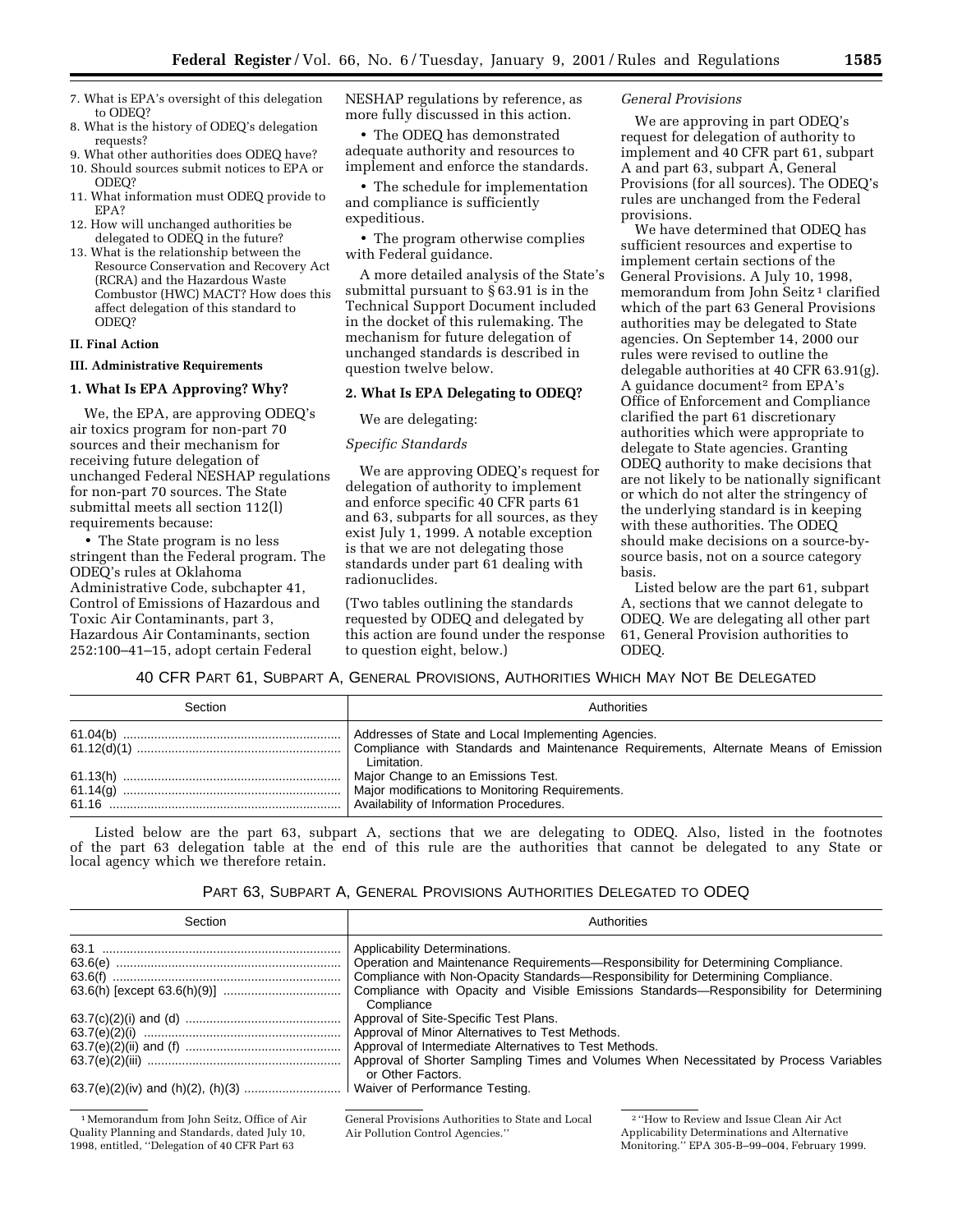7. What is EPA's oversight of this delegation to ODEQ?
8. What is the history of ODEQ's delegation requests?
9. What other authorities does ODEQ have?
10. Should sources submit notices to EPA or ODEQ?
11. What information must ODEQ provide to EPA?
12. How will unchanged authorities be delegated to ODEQ in the future?
13. What is the relationship between the Resource Conservation and Recovery Act (RCRA) and the Hazardous Waste Combustor (HWC) MACT? How does this affect delegation of this standard to ODEQ?

**II. Final Action**

**III. Administrative Requirements**

### 1. What Is EPA Approving? Why?

We, the EPA, are approving ODEQ's air toxics program for non-part 70 sources and their mechanism for receiving future delegation of unchanged Federal NESHAP regulations for non-part 70 sources. The State submittal meets all section 112(l) requirements because:

- The State program is no less stringent than the Federal program. The ODEQ's rules at Oklahoma Administrative Code, subchapter 41, Control of Emissions of Hazardous and Toxic Air Contaminants, part 3, Hazardous Air Contaminants, section 252:100–41–15, adopt certain Federal NESHAP regulations by reference, as more fully discussed in this action.
- The ODEQ has demonstrated adequate authority and resources to implement and enforce the standards.
- The schedule for implementation and compliance is sufficiently expeditious.
- The program otherwise complies with Federal guidance.

A more detailed analysis of the State's submittal pursuant to § 63.91 is in the Technical Support Document included in the docket of this rulemaking. The mechanism for future delegation of unchanged standards is described in question twelve below.

### 2. What Is EPA Delegating to ODEQ?

We are delegating:

*Specific Standards*

We are approving ODEQ's request for delegation of authority to implement and enforce specific 40 CFR parts 61 and 63, subparts for all sources, as they exist July 1, 1999. A notable exception is that we are not delegating those standards under part 61 dealing with radionuclides.

(Two tables outlining the standards requested by ODEQ and delegated by this action are found under the response to question eight, below.)

*General Provisions*

We are approving in part ODEQ's request for delegation of authority to implement and 40 CFR part 61, subpart A and part 63, subpart A, General Provisions (for all sources). The ODEQ's rules are unchanged from the Federal provisions.

We have determined that ODEQ has sufficient resources and expertise to implement certain sections of the General Provisions. A July 10, 1998, memorandum from John Seitz [1] clarified which of the part 63 General Provisions authorities may be delegated to State agencies. On September 14, 2000 our rules were revised to outline the delegable authorities at 40 CFR 63.91(g). A guidance document [2] from EPA's Office of Enforcement and Compliance clarified the part 61 discretionary authorities which were appropriate to delegate to State agencies. Granting ODEQ authority to make decisions that are not likely to be nationally significant or which do not alter the stringency of the underlying standard is in keeping with these authorities. The ODEQ should make decisions on a source-by-source basis, not on a source category basis.

Listed below are the part 61, subpart A, sections that we cannot delegate to ODEQ. We are delegating all other part 61, General Provision authorities to ODEQ.

40 CFR PART 61, SUBPART A, GENERAL PROVISIONS, AUTHORITIES WHICH MAY NOT BE DELEGATED

| Section | Authorities |
|---|---|
| 61.04(b) | Addresses of State and Local Implementing Agencies. |
| 61.12(d)(1) | Compliance with Standards and Maintenance Requirements, Alternate Means of Emission Limitation. |
| 61.13(h) | Major Change to an Emissions Test. |
| 61.14(g) | Major modifications to Monitoring Requirements. |
| 61.16 | Availability of Information Procedures. |

Listed below are the part 63, subpart A, sections that we are delegating to ODEQ. Also, listed in the footnotes of the part 63 delegation table at the end of this rule are the authorities that cannot be delegated to any State or local agency which we therefore retain.

PART 63, SUBPART A, GENERAL PROVISIONS AUTHORITIES DELEGATED TO ODEQ

| Section | Authorities |
|---|---|
| 63.1 | Applicability Determinations. |
| 63.6(e) | Operation and Maintenance Requirements—Responsibility for Determining Compliance. |
| 63.6(f) | Compliance with Non-Opacity Standards—Responsibility for Determining Compliance. |
| 63.6(h) [except 63.6(h)(9)] | Compliance with Opacity and Visible Emissions Standards—Responsibility for Determining Compliance |
| 63.7(c)(2)(i) and (d) | Approval of Site-Specific Test Plans. |
| 63.7(e)(2)(i) | Approval of Minor Alternatives to Test Methods. |
| 63.7(e)(2)(ii) and (f) | Approval of Intermediate Alternatives to Test Methods. |
| 63.7(e)(2)(iii) | Approval of Shorter Sampling Times and Volumes When Necessitated by Process Variables or Other Factors. |
| 63.7(e)(2)(iv) and (h)(2), (h)(3) | Waiver of Performance Testing. |

[1] Memorandum from John Seitz, Office of Air Quality Planning and Standards, dated July 10, 1998, entitled, "Delegation of 40 CFR Part 63 General Provisions Authorities to State and Local Air Pollution Control Agencies."

[2] "How to Review and Issue Clean Air Act Applicability Determinations and Alternative Monitoring." EPA 305-B–99–004, February 1999.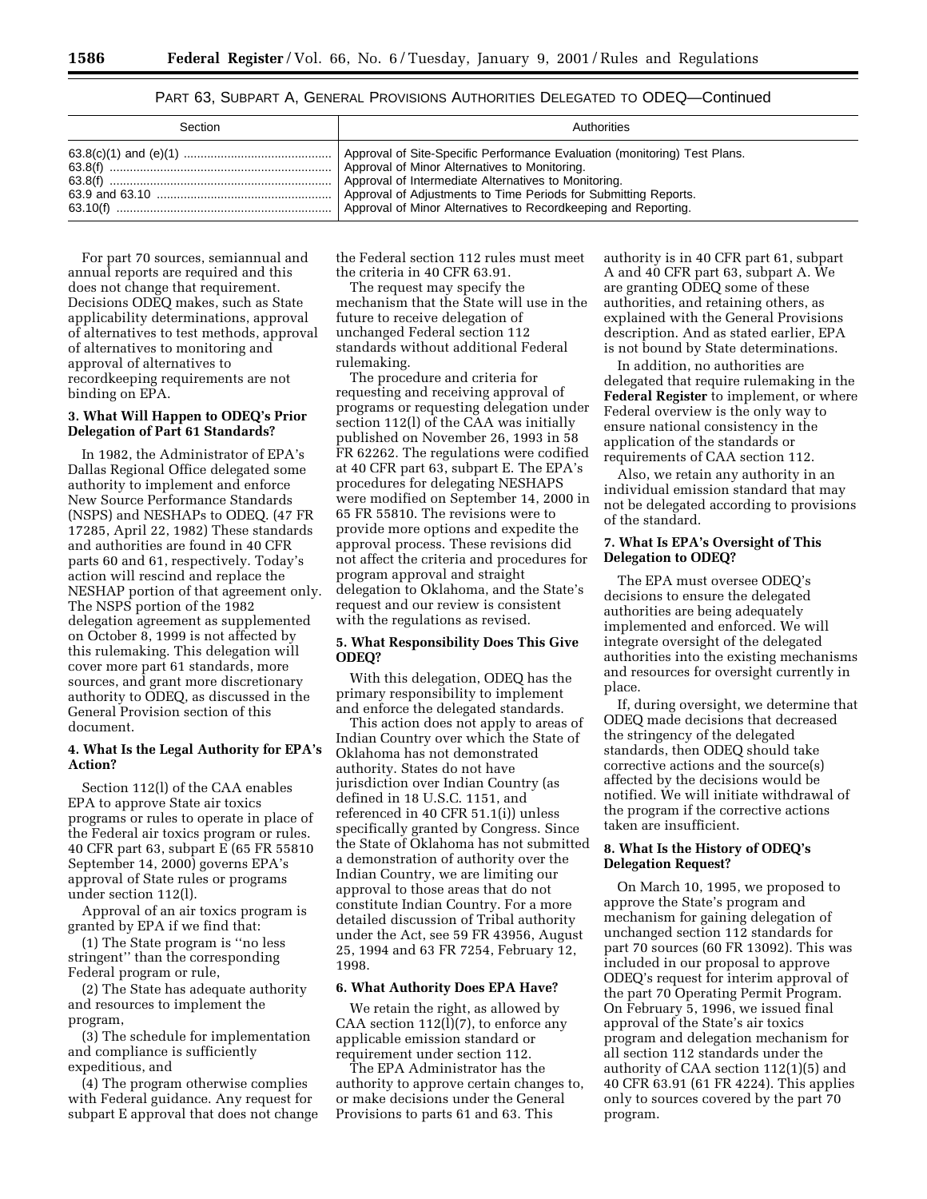PART 63, SUBPART A, GENERAL PROVISIONS AUTHORITIES DELEGATED TO ODEQ—Continued

| Section | Authorities |
| --- | --- |
| 63.8(c)(1) and (e)(1) | Approval of Site-Specific Performance Evaluation (monitoring) Test Plans. |
| 63.8(f) | Approval of Minor Alternatives to Monitoring. |
| 63.8(f) | Approval of Intermediate Alternatives to Monitoring. |
| 63.9 and 63.10 | Approval of Adjustments to Time Periods for Submitting Reports. |
| 63.10(f) | Approval of Minor Alternatives to Recordkeeping and Reporting. |

For part 70 sources, semiannual and annual reports are required and this does not change that requirement. Decisions ODEQ makes, such as State applicability determinations, approval of alternatives to test methods, approval of alternatives to monitoring and approval of alternatives to recordkeeping requirements are not binding on EPA.

**3. What Will Happen to ODEQ's Prior Delegation of Part 61 Standards?**

In 1982, the Administrator of EPA's Dallas Regional Office delegated some authority to implement and enforce New Source Performance Standards (NSPS) and NESHAPs to ODEQ. (47 FR 17285, April 22, 1982) These standards and authorities are found in 40 CFR parts 60 and 61, respectively. Today's action will rescind and replace the NESHAP portion of that agreement only. The NSPS portion of the 1982 delegation agreement as supplemented on October 8, 1999 is not affected by this rulemaking. This delegation will cover more part 61 standards, more sources, and grant more discretionary authority to ODEQ, as discussed in the General Provision section of this document.

**4. What Is the Legal Authority for EPA's Action?**

Section 112(l) of the CAA enables EPA to approve State air toxics programs or rules to operate in place of the Federal air toxics program or rules. 40 CFR part 63, subpart E (65 FR 55810 September 14, 2000) governs EPA's approval of State rules or programs under section 112(l).

Approval of an air toxics program is granted by EPA if we find that:

(1) The State program is "no less stringent" than the corresponding Federal program or rule,

(2) The State has adequate authority and resources to implement the program,

(3) The schedule for implementation and compliance is sufficiently expeditious, and

(4) The program otherwise complies with Federal guidance. Any request for subpart E approval that does not change the Federal section 112 rules must meet the criteria in 40 CFR 63.91.

The request may specify the mechanism that the State will use in the future to receive delegation of unchanged Federal section 112 standards without additional Federal rulemaking.

The procedure and criteria for requesting and receiving approval of programs or requesting delegation under section 112(l) of the CAA was initially published on November 26, 1993 in 58 FR 62262. The regulations were codified at 40 CFR part 63, subpart E. The EPA's procedures for delegating NESHAPS were modified on September 14, 2000 in 65 FR 55810. The revisions were to provide more options and expedite the approval process. These revisions did not affect the criteria and procedures for program approval and straight delegation to Oklahoma, and the State's request and our review is consistent with the regulations as revised.

**5. What Responsibility Does This Give ODEQ?**

With this delegation, ODEQ has the primary responsibility to implement and enforce the delegated standards.

This action does not apply to areas of Indian Country over which the State of Oklahoma has not demonstrated authority. States do not have jurisdiction over Indian Country (as defined in 18 U.S.C. 1151, and referenced in 40 CFR 51.1(i)) unless specifically granted by Congress. Since the State of Oklahoma has not submitted a demonstration of authority over the Indian Country, we are limiting our approval to those areas that do not constitute Indian Country. For a more detailed discussion of Tribal authority under the Act, see 59 FR 43956, August 25, 1994 and 63 FR 7254, February 12, 1998.

**6. What Authority Does EPA Have?**

We retain the right, as allowed by CAA section 112(l)(7), to enforce any applicable emission standard or requirement under section 112.

The EPA Administrator has the authority to approve certain changes to, or make decisions under the General Provisions to parts 61 and 63. This authority is in 40 CFR part 61, subpart A and 40 CFR part 63, subpart A. We are granting ODEQ some of these authorities, and retaining others, as explained with the General Provisions description. And as stated earlier, EPA is not bound by State determinations.

In addition, no authorities are delegated that require rulemaking in the **Federal Register** to implement, or where Federal overview is the only way to ensure national consistency in the application of the standards or requirements of CAA section 112.

Also, we retain any authority in an individual emission standard that may not be delegated according to provisions of the standard.

**7. What Is EPA's Oversight of This Delegation to ODEQ?**

The EPA must oversee ODEQ's decisions to ensure the delegated authorities are being adequately implemented and enforced. We will integrate oversight of the delegated authorities into the existing mechanisms and resources for oversight currently in place.

If, during oversight, we determine that ODEQ made decisions that decreased the stringency of the delegated standards, then ODEQ should take corrective actions and the source(s) affected by the decisions would be notified. We will initiate withdrawal of the program if the corrective actions taken are insufficient.

**8. What Is the History of ODEQ's Delegation Request?**

On March 10, 1995, we proposed to approve the State's program and mechanism for gaining delegation of unchanged section 112 standards for part 70 sources (60 FR 13092). This was included in our proposal to approve ODEQ's request for interim approval of the part 70 Operating Permit Program. On February 5, 1996, we issued final approval of the State's air toxics program and delegation mechanism for all section 112 standards under the authority of CAA section 112(1)(5) and 40 CFR 63.91 (61 FR 4224). This applies only to sources covered by the part 70 program.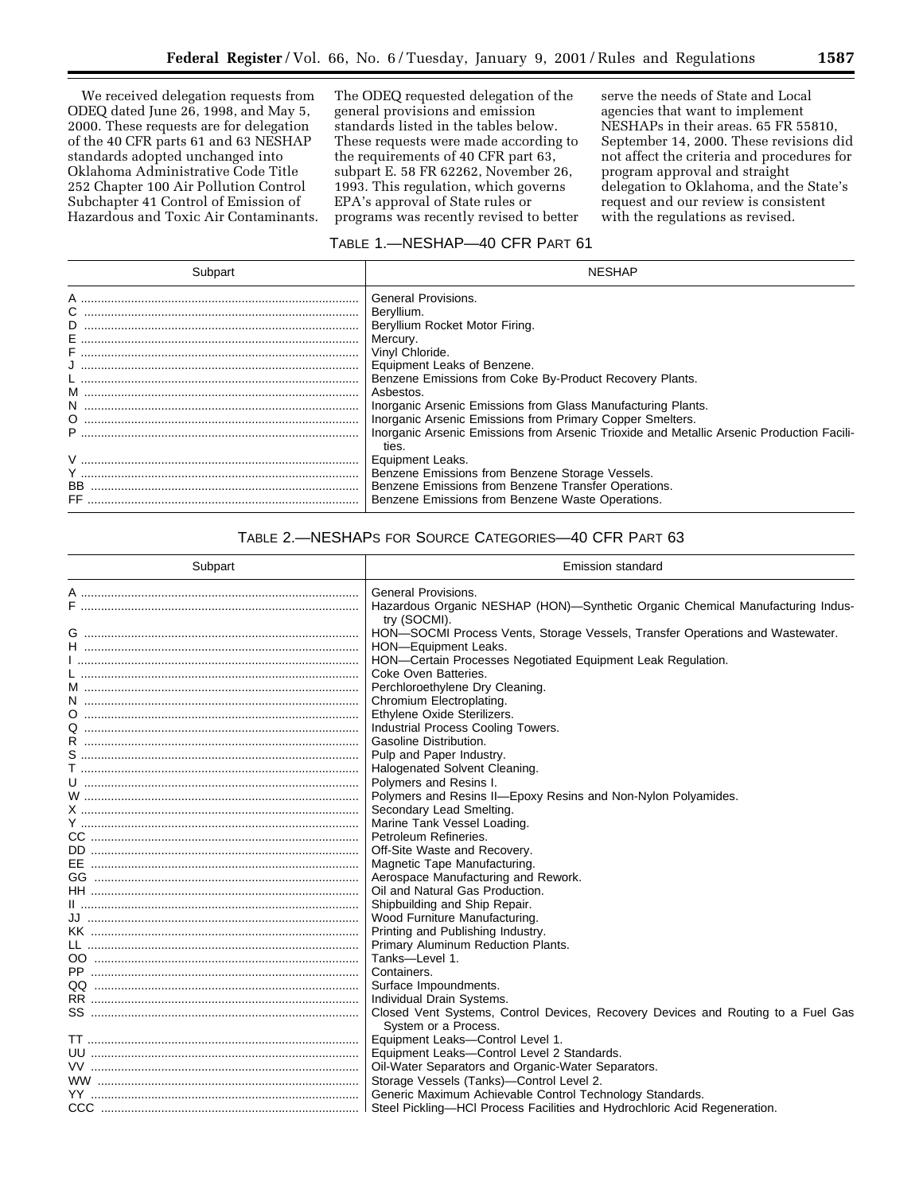We received delegation requests from ODEQ dated June 26, 1998, and May 5, 2000. These requests are for delegation of the 40 CFR parts 61 and 63 NESHAP standards adopted unchanged into Oklahoma Administrative Code Title 252 Chapter 100 Air Pollution Control Subchapter 41 Control of Emission of Hazardous and Toxic Air Contaminants. The ODEQ requested delegation of the general provisions and emission standards listed in the tables below. These requests were made according to the requirements of 40 CFR part 63, subpart E. 58 FR 62262, November 26, 1993. This regulation, which governs EPA's approval of State rules or programs was recently revised to better serve the needs of State and Local agencies that want to implement NESHAPs in their areas. 65 FR 55810, September 14, 2000. These revisions did not affect the criteria and procedures for program approval and straight delegation to Oklahoma, and the State's request and our review is consistent with the regulations as revised.

TABLE 1.—NESHAP—40 CFR PART 61

| Subpart | NESHAP |
|---|---|
| A | General Provisions. |
| C | Beryllium. |
| D | Beryllium Rocket Motor Firing. |
| E | Mercury. |
| F | Vinyl Chloride. |
| J | Equipment Leaks of Benzene. |
| L | Benzene Emissions from Coke By-Product Recovery Plants. |
| M | Asbestos. |
| N | Inorganic Arsenic Emissions from Glass Manufacturing Plants. |
| O | Inorganic Arsenic Emissions from Primary Copper Smelters. |
| P | Inorganic Arsenic Emissions from Arsenic Trioxide and Metallic Arsenic Production Facilities. |
| V | Equipment Leaks. |
| Y | Benzene Emissions from Benzene Storage Vessels. |
| BB | Benzene Emissions from Benzene Transfer Operations. |
| FF | Benzene Emissions from Benzene Waste Operations. |

TABLE 2.—NESHAPS FOR SOURCE CATEGORIES—40 CFR PART 63

| Subpart | Emission standard |
|---|---|
| A | General Provisions. |
| F | Hazardous Organic NESHAP (HON)—Synthetic Organic Chemical Manufacturing Industry (SOCMI). |
| G | HON—SOCMI Process Vents, Storage Vessels, Transfer Operations and Wastewater. |
| H | HON—Equipment Leaks. |
| I | HON—Certain Processes Negotiated Equipment Leak Regulation. |
| L | Coke Oven Batteries. |
| M | Perchloroethylene Dry Cleaning. |
| N | Chromium Electroplating. |
| O | Ethylene Oxide Sterilizers. |
| Q | Industrial Process Cooling Towers. |
| R | Gasoline Distribution. |
| S | Pulp and Paper Industry. |
| T | Halogenated Solvent Cleaning. |
| U | Polymers and Resins I. |
| W | Polymers and Resins II—Epoxy Resins and Non-Nylon Polyamides. |
| X | Secondary Lead Smelting. |
| Y | Marine Tank Vessel Loading. |
| CC | Petroleum Refineries. |
| DD | Off-Site Waste and Recovery. |
| EE | Magnetic Tape Manufacturing. |
| GG | Aerospace Manufacturing and Rework. |
| HH | Oil and Natural Gas Production. |
| II | Shipbuilding and Ship Repair. |
| JJ | Wood Furniture Manufacturing. |
| KK | Printing and Publishing Industry. |
| LL | Primary Aluminum Reduction Plants. |
| OO | Tanks—Level 1. |
| PP | Containers. |
| QQ | Surface Impoundments. |
| RR | Individual Drain Systems. |
| SS | Closed Vent Systems, Control Devices, Recovery Devices and Routing to a Fuel Gas System or a Process. |
| TT | Equipment Leaks—Control Level 1. |
| UU | Equipment Leaks—Control Level 2 Standards. |
| VV | Oil-Water Separators and Organic-Water Separators. |
| WW | Storage Vessels (Tanks)—Control Level 2. |
| YY | Generic Maximum Achievable Control Technology Standards. |
| CCC | Steel Pickling—HCl Process Facilities and Hydrochloric Acid Regeneration. |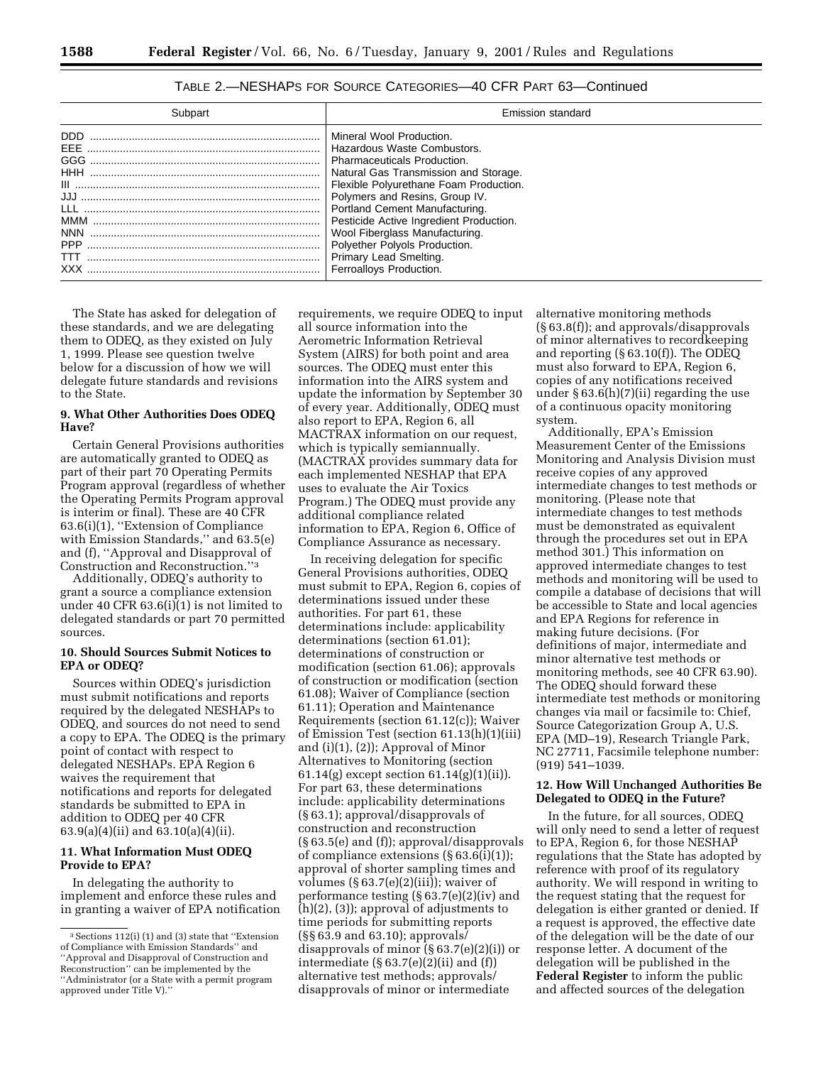TABLE 2.—NESHAPS FOR SOURCE CATEGORIES—40 CFR PART 63—Continued

| Subpart | Emission standard |
| --- | --- |
| DDD | Mineral Wool Production. |
| EEE | Hazardous Waste Combustors. |
| GGG | Pharmaceuticals Production. |
| HHH | Natural Gas Transmission and Storage. |
| III | Flexible Polyurethane Foam Production. |
| JJJ | Polymers and Resins, Group IV. |
| LLL | Portland Cement Manufacturing. |
| MMM | Pesticide Active Ingredient Production. |
| NNN | Wool Fiberglass Manufacturing. |
| PPP | Polyether Polyols Production. |
| TTT | Primary Lead Smelting. |
| XXX | Ferroalloys Production. |

The State has asked for delegation of these standards, and we are delegating them to ODEQ, as they existed on July 1, 1999. Please see question twelve below for a discussion of how we will delegate future standards and revisions to the State.

**9. What Other Authorities Does ODEQ Have?**

Certain General Provisions authorities are automatically granted to ODEQ as part of their part 70 Operating Permits Program approval (regardless of whether the Operating Permits Program approval is interim or final). These are 40 CFR 63.6(i)(1), ''Extension of Compliance with Emission Standards,'' and 63.5(e) and (f), ''Approval and Disapproval of Construction and Reconstruction.''[3]

Additionally, ODEQ's authority to grant a source a compliance extension under 40 CFR 63.6(i)(1) is not limited to delegated standards or part 70 permitted sources.

**10. Should Sources Submit Notices to EPA or ODEQ?**

Sources within ODEQ's jurisdiction must submit notifications and reports required by the delegated NESHAPs to ODEQ, and sources do not need to send a copy to EPA. The ODEQ is the primary point of contact with respect to delegated NESHAPs. EPA Region 6 waives the requirement that notifications and reports for delegated standards be submitted to EPA in addition to ODEQ per 40 CFR 63.9(a)(4)(ii) and 63.10(a)(4)(ii).

**11. What Information Must ODEQ Provide to EPA?**

In delegating the authority to implement and enforce these rules and in granting a waiver of EPA notification requirements, we require ODEQ to input all source information into the Aerometric Information Retrieval System (AIRS) for both point and area sources. The ODEQ must enter this information into the AIRS system and update the information by September 30 of every year. Additionally, ODEQ must also report to EPA, Region 6, all MACTRAX information on our request, which is typically semiannually. (MACTRAX provides summary data for each implemented NESHAP that EPA uses to evaluate the Air Toxics Program.) The ODEQ must provide any additional compliance related information to EPA, Region 6, Office of Compliance Assurance as necessary.

In receiving delegation for specific General Provisions authorities, ODEQ must submit to EPA, Region 6, copies of determinations issued under these authorities. For part 61, these determinations include: applicability determinations (section 61.01); determinations of construction or modification (section 61.06); approvals of construction or modification (section 61.08); Waiver of Compliance (section 61.11); Operation and Maintenance Requirements (section 61.12(c)); Waiver of Emission Test (section 61.13(h)(1)(iii) and (i)(1), (2)); Approval of Minor Alternatives to Monitoring (section 61.14(g) except section 61.14(g)(1)(ii)). For part 63, these determinations include: applicability determinations (§ 63.1); approval/disapprovals of construction and reconstruction (§ 63.5(e) and (f)); approval/disapprovals of compliance extensions (§ 63.6(i)(1)); approval of shorter sampling times and volumes (§ 63.7(e)(2)(iii)); waiver of performance testing (§ 63.7(e)(2)(iv) and (h)(2), (3)); approval of adjustments to time periods for submitting reports (§§ 63.9 and 63.10); approvals/disapprovals of minor (§ 63.7(e)(2)(i)) or intermediate (§ 63.7(e)(2)(ii) and (f)) alternative test methods; approvals/disapprovals of minor or intermediate alternative monitoring methods (§ 63.8(f)); and approvals/disapprovals of minor alternatives to recordkeeping and reporting (§ 63.10(f)). The ODEQ must also forward to EPA, Region 6, copies of any notifications received under § 63.6(h)(7)(ii) regarding the use of a continuous opacity monitoring system.

Additionally, EPA's Emission Measurement Center of the Emissions Monitoring and Analysis Division must receive copies of any approved intermediate changes to test methods or monitoring. (Please note that intermediate changes to test methods must be demonstrated as equivalent through the procedures set out in EPA method 301.) This information on approved intermediate changes to test methods and monitoring will be used to compile a database of decisions that will be accessible to State and local agencies and EPA Regions for reference in making future decisions. (For definitions of major, intermediate and minor alternative test methods or monitoring methods, see 40 CFR 63.90). The ODEQ should forward these intermediate test methods or monitoring changes via mail or facsimile to: Chief, Source Categorization Group A, U.S. EPA (MD–19), Research Triangle Park, NC 27711, Facsimile telephone number: (919) 541–1039.

**12. How Will Unchanged Authorities Be Delegated to ODEQ in the Future?**

In the future, for all sources, ODEQ will only need to send a letter of request to EPA, Region 6, for those NESHAP regulations that the State has adopted by reference with proof of its regulatory authority. We will respond in writing to the request stating that the request for delegation is either granted or denied. If a request is approved, the effective date of the delegation will be the date of our response letter. A document of the delegation will be published in the **Federal Register** to inform the public and affected sources of the delegation

[3] Sections 112(i) (1) and (3) state that ''Extension of Compliance with Emission Standards'' and ''Approval and Disapproval of Construction and Reconstruction'' can be implemented by the ''Administrator (or a State with a permit program approved under Title V).''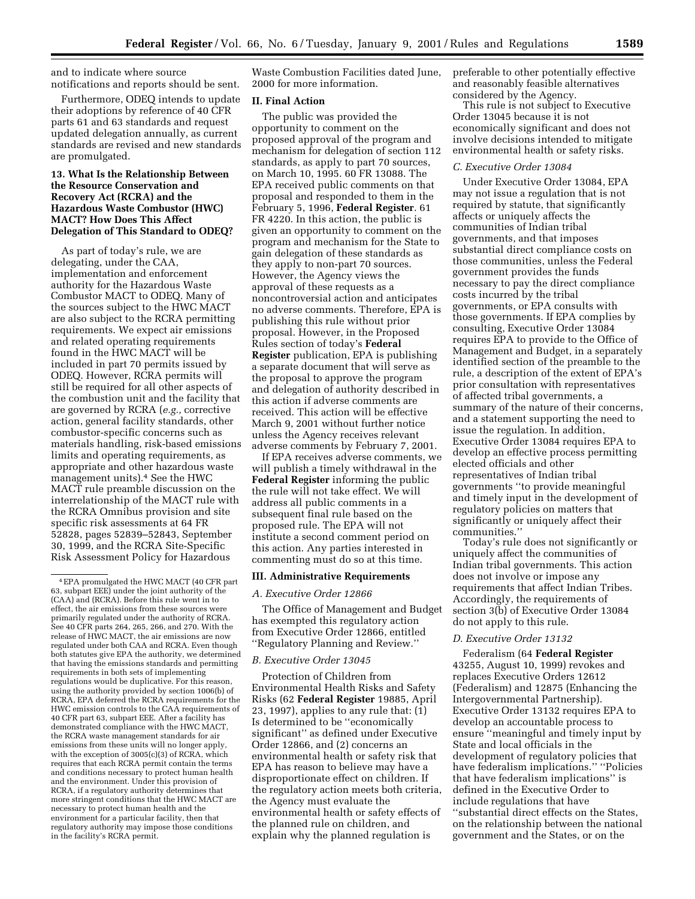and to indicate where source notifications and reports should be sent.

Furthermore, ODEQ intends to update their adoptions by reference of 40 CFR parts 61 and 63 standards and request updated delegation annually, as current standards are revised and new standards are promulgated.

### 13. What Is the Relationship Between the Resource Conservation and Recovery Act (RCRA) and the Hazardous Waste Combustor (HWC) MACT? How Does This Affect Delegation of This Standard to ODEQ?

As part of today's rule, we are delegating, under the CAA, implementation and enforcement authority for the Hazardous Waste Combustor MACT to ODEQ. Many of the sources subject to the HWC MACT are also subject to the RCRA permitting requirements. We expect air emissions and related operating requirements found in the HWC MACT will be included in part 70 permits issued by ODEQ. However, RCRA permits will still be required for all other aspects of the combustion unit and the facility that are governed by RCRA (*e.g.,* corrective action, general facility standards, other combustor-specific concerns such as materials handling, risk-based emissions limits and operating requirements, as appropriate and other hazardous waste management units).[4] See the HWC MACT rule preamble discussion on the interrelationship of the MACT rule with the RCRA Omnibus provision and site specific risk assessments at 64 FR 52828, pages 52839–52843, September 30, 1999, and the RCRA Site-Specific Risk Assessment Policy for Hazardous Waste Combustion Facilities dated June, 2000 for more information.

## II. Final Action

The public was provided the opportunity to comment on the proposed approval of the program and mechanism for delegation of section 112 standards, as apply to part 70 sources, on March 10, 1995. 60 FR 13088. The EPA received public comments on that proposal and responded to them in the February 5, 1996, **Federal Register**. 61 FR 4220. In this action, the public is given an opportunity to comment on the program and mechanism for the State to gain delegation of these standards as they apply to non-part 70 sources. However, the Agency views the approval of these requests as a noncontroversial action and anticipates no adverse comments. Therefore, EPA is publishing this rule without prior proposal. However, in the Proposed Rules section of today's **Federal Register** publication, EPA is publishing a separate document that will serve as the proposal to approve the program and delegation of authority described in this action if adverse comments are received. This action will be effective March 9, 2001 without further notice unless the Agency receives relevant adverse comments by February 7, 2001.

If EPA receives adverse comments, we will publish a timely withdrawal in the **Federal Register** informing the public the rule will not take effect. We will address all public comments in a subsequent final rule based on the proposed rule. The EPA will not institute a second comment period on this action. Any parties interested in commenting must do so at this time.

## III. Administrative Requirements

### A. Executive Order 12866

The Office of Management and Budget has exempted this regulatory action from Executive Order 12866, entitled ''Regulatory Planning and Review.''

### B. Executive Order 13045

Protection of Children from Environmental Health Risks and Safety Risks (62 **Federal Register** 19885, April 23, 1997), applies to any rule that: (1) Is determined to be ''economically significant'' as defined under Executive Order 12866, and (2) concerns an environmental health or safety risk that EPA has reason to believe may have a disproportionate effect on children. If the regulatory action meets both criteria, the Agency must evaluate the environmental health or safety effects of the planned rule on children, and explain why the planned regulation is preferable to other potentially effective and reasonably feasible alternatives considered by the Agency.

This rule is not subject to Executive Order 13045 because it is not economically significant and does not involve decisions intended to mitigate environmental health or safety risks.

### C. Executive Order 13084

Under Executive Order 13084, EPA may not issue a regulation that is not required by statute, that significantly affects or uniquely affects the communities of Indian tribal governments, and that imposes substantial direct compliance costs on those communities, unless the Federal government provides the funds necessary to pay the direct compliance costs incurred by the tribal governments, or EPA consults with those governments. If EPA complies by consulting, Executive Order 13084 requires EPA to provide to the Office of Management and Budget, in a separately identified section of the preamble to the rule, a description of the extent of EPA's prior consultation with representatives of affected tribal governments, a summary of the nature of their concerns, and a statement supporting the need to issue the regulation. In addition, Executive Order 13084 requires EPA to develop an effective process permitting elected officials and other representatives of Indian tribal governments ''to provide meaningful and timely input in the development of regulatory policies on matters that significantly or uniquely affect their communities.''

Today's rule does not significantly or uniquely affect the communities of Indian tribal governments. This action does not involve or impose any requirements that affect Indian Tribes. Accordingly, the requirements of section 3(b) of Executive Order 13084 do not apply to this rule.

### D. Executive Order 13132

Federalism (64 **Federal Register** 43255, August 10, 1999) revokes and replaces Executive Orders 12612 (Federalism) and 12875 (Enhancing the Intergovernmental Partnership). Executive Order 13132 requires EPA to develop an accountable process to ensure ''meaningful and timely input by State and local officials in the development of regulatory policies that have federalism implications.'' ''Policies that have federalism implications'' is defined in the Executive Order to include regulations that have ''substantial direct effects on the States, on the relationship between the national government and the States, or on the

---

[4] EPA promulgated the HWC MACT (40 CFR part 63, subpart EEE) under the joint authority of the (CAA) and (RCRA). Before this rule went in to effect, the air emissions from these sources were primarily regulated under the authority of RCRA. See 40 CFR parts 264, 265, 266, and 270. With the release of HWC MACT, the air emissions are now regulated under both CAA and RCRA. Even though both statutes give EPA the authority, we determined that having the emissions standards and permitting requirements in both sets of implementing regulations would be duplicative. For this reason, using the authority provided by section 1006(b) of RCRA, EPA deferred the RCRA requirements for the HWC emission controls to the CAA requirements of 40 CFR part 63, subpart EEE. After a facility has demonstrated compliance with the HWC MACT, the RCRA waste management standards for air emissions from these units will no longer apply, with the exception of 3005(c)(3) of RCRA, which requires that each RCRA permit contain the terms and conditions necessary to protect human health and the environment. Under this provision of RCRA, if a regulatory authority determines that more stringent conditions that the HWC MACT are necessary to protect human health and the environment for a particular facility, then that regulatory authority may impose those conditions in the facility's RCRA permit.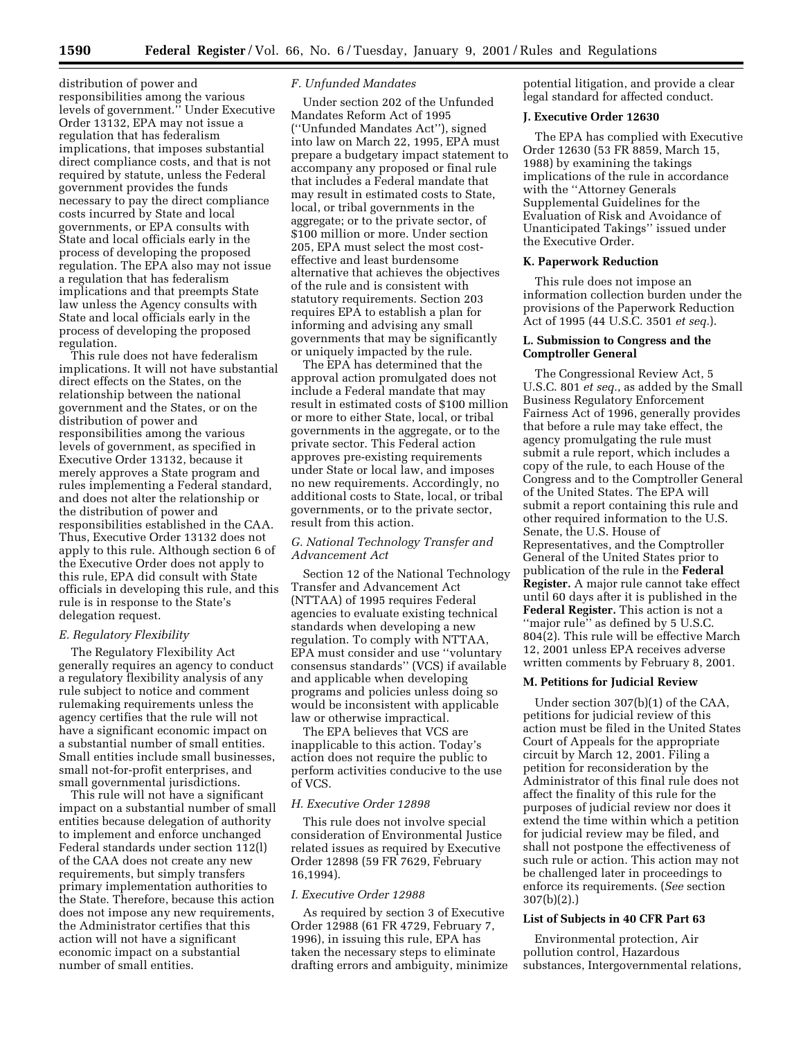distribution of power and responsibilities among the various levels of government.'' Under Executive Order 13132, EPA may not issue a regulation that has federalism implications, that imposes substantial direct compliance costs, and that is not required by statute, unless the Federal government provides the funds necessary to pay the direct compliance costs incurred by State and local governments, or EPA consults with State and local officials early in the process of developing the proposed regulation. The EPA also may not issue a regulation that has federalism implications and that preempts State law unless the Agency consults with State and local officials early in the process of developing the proposed regulation.

This rule does not have federalism implications. It will not have substantial direct effects on the States, on the relationship between the national government and the States, or on the distribution of power and responsibilities among the various levels of government, as specified in Executive Order 13132, because it merely approves a State program and rules implementing a Federal standard, and does not alter the relationship or the distribution of power and responsibilities established in the CAA. Thus, Executive Order 13132 does not apply to this rule. Although section 6 of the Executive Order does not apply to this rule, EPA did consult with State officials in developing this rule, and this rule is in response to the State's delegation request.

### *E. Regulatory Flexibility*

The Regulatory Flexibility Act generally requires an agency to conduct a regulatory flexibility analysis of any rule subject to notice and comment rulemaking requirements unless the agency certifies that the rule will not have a significant economic impact on a substantial number of small entities. Small entities include small businesses, small not-for-profit enterprises, and small governmental jurisdictions.

This rule will not have a significant impact on a substantial number of small entities because delegation of authority to implement and enforce unchanged Federal standards under section 112(l) of the CAA does not create any new requirements, but simply transfers primary implementation authorities to the State. Therefore, because this action does not impose any new requirements, the Administrator certifies that this action will not have a significant economic impact on a substantial number of small entities.

### *F. Unfunded Mandates*

Under section 202 of the Unfunded Mandates Reform Act of 1995 (''Unfunded Mandates Act''), signed into law on March 22, 1995, EPA must prepare a budgetary impact statement to accompany any proposed or final rule that includes a Federal mandate that may result in estimated costs to State, local, or tribal governments in the aggregate; or to the private sector, of $100 million or more. Under section 205, EPA must select the most cost-effective and least burdensome alternative that achieves the objectives of the rule and is consistent with statutory requirements. Section 203 requires EPA to establish a plan for informing and advising any small governments that may be significantly or uniquely impacted by the rule.

The EPA has determined that the approval action promulgated does not include a Federal mandate that may result in estimated costs of $100 million or more to either State, local, or tribal governments in the aggregate, or to the private sector. This Federal action approves pre-existing requirements under State or local law, and imposes no new requirements. Accordingly, no additional costs to State, local, or tribal governments, or to the private sector, result from this action.

### *G. National Technology Transfer and Advancement Act*

Section 12 of the National Technology Transfer and Advancement Act (NTTAA) of 1995 requires Federal agencies to evaluate existing technical standards when developing a new regulation. To comply with NTTAA, EPA must consider and use ''voluntary consensus standards'' (VCS) if available and applicable when developing programs and policies unless doing so would be inconsistent with applicable law or otherwise impractical.

The EPA believes that VCS are inapplicable to this action. Today's action does not require the public to perform activities conducive to the use of VCS.

### *H. Executive Order 12898*

This rule does not involve special consideration of Environmental Justice related issues as required by Executive Order 12898 (59 FR 7629, February 16,1994).

### *I. Executive Order 12988*

As required by section 3 of Executive Order 12988 (61 FR 4729, February 7, 1996), in issuing this rule, EPA has taken the necessary steps to eliminate drafting errors and ambiguity, minimize potential litigation, and provide a clear legal standard for affected conduct.

### J. Executive Order 12630

The EPA has complied with Executive Order 12630 (53 FR 8859, March 15, 1988) by examining the takings implications of the rule in accordance with the ''Attorney Generals Supplemental Guidelines for the Evaluation of Risk and Avoidance of Unanticipated Takings'' issued under the Executive Order.

### K. Paperwork Reduction

This rule does not impose an information collection burden under the provisions of the Paperwork Reduction Act of 1995 (44 U.S.C. 3501 *et seq.*).

### L. Submission to Congress and the Comptroller General

The Congressional Review Act, 5 U.S.C. 801 *et seq.*, as added by the Small Business Regulatory Enforcement Fairness Act of 1996, generally provides that before a rule may take effect, the agency promulgating the rule must submit a rule report, which includes a copy of the rule, to each House of the Congress and to the Comptroller General of the United States. The EPA will submit a report containing this rule and other required information to the U.S. Senate, the U.S. House of Representatives, and the Comptroller General of the United States prior to publication of the rule in the **Federal Register.** A major rule cannot take effect until 60 days after it is published in the **Federal Register.** This action is not a ''major rule'' as defined by 5 U.S.C. 804(2). This rule will be effective March 12, 2001 unless EPA receives adverse written comments by February 8, 2001.

### M. Petitions for Judicial Review

Under section 307(b)(1) of the CAA, petitions for judicial review of this action must be filed in the United States Court of Appeals for the appropriate circuit by March 12, 2001. Filing a petition for reconsideration by the Administrator of this final rule does not affect the finality of this rule for the purposes of judicial review nor does it extend the time within which a petition for judicial review may be filed, and shall not postpone the effectiveness of such rule or action. This action may not be challenged later in proceedings to enforce its requirements. (*See* section 307(b)(2).)

### List of Subjects in 40 CFR Part 63

Environmental protection, Air pollution control, Hazardous substances, Intergovernmental relations,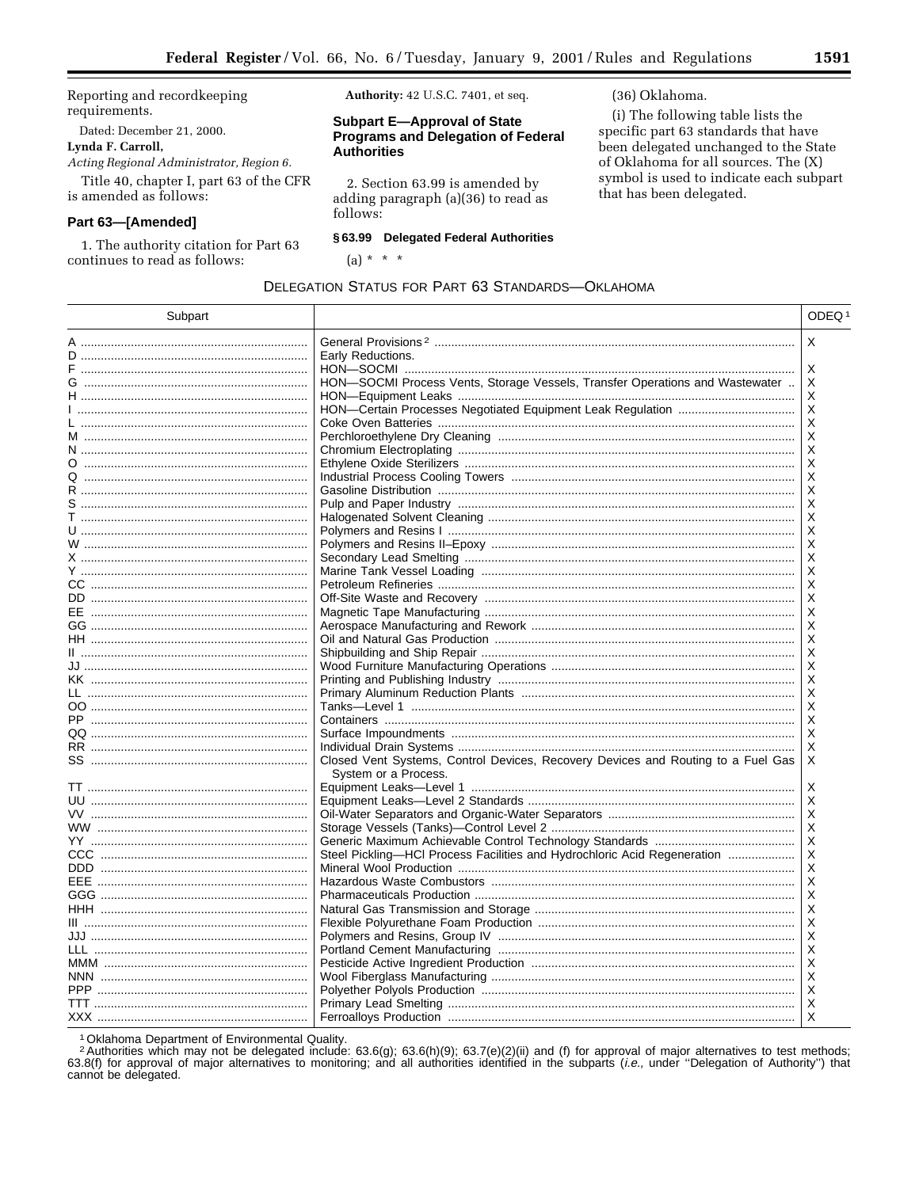Reporting and recordkeeping requirements.

Dated: December 21, 2000.

**Lynda F. Carroll,**

*Acting Regional Administrator, Region 6.*

Title 40, chapter I, part 63 of the CFR is amended as follows:

## Part 63—[Amended]

1. The authority citation for Part 63 continues to read as follows:

**Authority:** 42 U.S.C. 7401, et seq.

## Subpart E—Approval of State Programs and Delegation of Federal Authorities

2. Section 63.99 is amended by adding paragraph (a)(36) to read as follows:

### § 63.99 Delegated Federal Authorities

(a) * * *

(36) Oklahoma.

(i) The following table lists the specific part 63 standards that have been delegated unchanged to the State of Oklahoma for all sources. The (X) symbol is used to indicate each subpart that has been delegated.

DELEGATION STATUS FOR PART 63 STANDARDS—OKLAHOMA

| Subpart | | ODEQ [1] |
|---|---|---|
| A | General Provisions [2] | X |
| D | Early Reductions. | |
| F | HON—SOCMI | X |
| G | HON—SOCMI Process Vents, Storage Vessels, Transfer Operations and Wastewater | X |
| H | HON—Equipment Leaks | X |
| I | HON—Certain Processes Negotiated Equipment Leak Regulation | X |
| L | Coke Oven Batteries | X |
| M | Perchloroethylene Dry Cleaning | X |
| N | Chromium Electroplating | X |
| O | Ethylene Oxide Sterilizers | X |
| Q | Industrial Process Cooling Towers | X |
| R | Gasoline Distribution | X |
| S | Pulp and Paper Industry | X |
| T | Halogenated Solvent Cleaning | X |
| U | Polymers and Resins I | X |
| W | Polymers and Resins II–Epoxy | X |
| X | Secondary Lead Smelting | X |
| Y | Marine Tank Vessel Loading | X |
| CC | Petroleum Refineries | X |
| DD | Off-Site Waste and Recovery | X |
| EE | Magnetic Tape Manufacturing | X |
| GG | Aerospace Manufacturing and Rework | X |
| HH | Oil and Natural Gas Production | X |
| II | Shipbuilding and Ship Repair | X |
| JJ | Wood Furniture Manufacturing Operations | X |
| KK | Printing and Publishing Industry | X |
| LL | Primary Aluminum Reduction Plants | X |
| OO | Tanks—Level 1 | X |
| PP | Containers | X |
| QQ | Surface Impoundments | X |
| RR | Individual Drain Systems | X |
| SS | Closed Vent Systems, Control Devices, Recovery Devices and Routing to a Fuel Gas System or a Process. | X |
| TT | Equipment Leaks—Level 1 | X |
| UU | Equipment Leaks—Level 2 Standards | X |
| VV | Oil-Water Separators and Organic-Water Separators | X |
| WW | Storage Vessels (Tanks)—Control Level 2 | X |
| YY | Generic Maximum Achievable Control Technology Standards | X |
| CCC | Steel Pickling—HCl Process Facilities and Hydrochloric Acid Regeneration | X |
| DDD | Mineral Wool Production | X |
| EEE | Hazardous Waste Combustors | X |
| GGG | Pharmaceuticals Production | X |
| HHH | Natural Gas Transmission and Storage | X |
| III | Flexible Polyurethane Foam Production | X |
| JJJ | Polymers and Resins, Group IV | X |
| LLL | Portland Cement Manufacturing | X |
| MMM | Pesticide Active Ingredient Production | X |
| NNN | Wool Fiberglass Manufacturing | X |
| PPP | Polyether Polyols Production | X |
| TTT | Primary Lead Smelting | X |
| XXX | Ferroalloys Production | X |

[1] Oklahoma Department of Environmental Quality.

[2] Authorities which may not be delegated include: 63.6(g); 63.6(h)(9); 63.7(e)(2)(ii) and (f) for approval of major alternatives to test methods; 63.8(f) for approval of major alternatives to monitoring; and all authorities identified in the subparts (*i.e.,* under "Delegation of Authority") that cannot be delegated.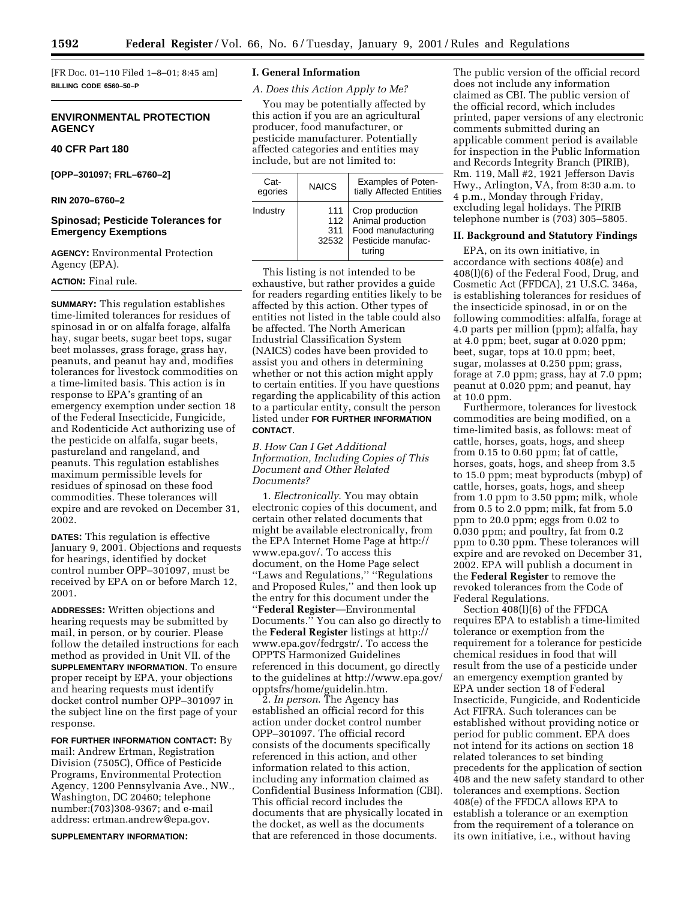[FR Doc. 01–110 Filed 1–8–01; 8:45 am]

**BILLING CODE 6560–50–P**

## ENVIRONMENTAL PROTECTION AGENCY

### 40 CFR Part 180

**[OPP–301097; FRL–6760–2]**

**RIN 2070–6760–2**

### Spinosad; Pesticide Tolerances for Emergency Exemptions

**AGENCY:** Environmental Protection Agency (EPA).

**ACTION:** Final rule.

**SUMMARY:** This regulation establishes time-limited tolerances for residues of spinosad in or on alfalfa forage, alfalfa hay, sugar beets, sugar beet tops, sugar beet molasses, grass forage, grass hay, peanuts, and peanut hay and, modifies tolerances for livestock commodities on a time-limited basis. This action is in response to EPA's granting of an emergency exemption under section 18 of the Federal Insecticide, Fungicide, and Rodenticide Act authorizing use of the pesticide on alfalfa, sugar beets, pastureland and rangeland, and peanuts. This regulation establishes maximum permissible levels for residues of spinosad on these food commodities. These tolerances will expire and are revoked on December 31, 2002.

**DATES:** This regulation is effective January 9, 2001. Objections and requests for hearings, identified by docket control number OPP–301097, must be received by EPA on or before March 12, 2001.

**ADDRESSES:** Written objections and hearing requests may be submitted by mail, in person, or by courier. Please follow the detailed instructions for each method as provided in Unit VII. of the **SUPPLEMENTARY INFORMATION**. To ensure proper receipt by EPA, your objections and hearing requests must identify docket control number OPP–301097 in the subject line on the first page of your response.

**FOR FURTHER INFORMATION CONTACT:** By mail: Andrew Ertman, Registration Division (7505C), Office of Pesticide Programs, Environmental Protection Agency, 1200 Pennsylvania Ave., NW., Washington, DC 20460; telephone number:(703)308-9367; and e-mail address: ertman.andrew@epa.gov.

**SUPPLEMENTARY INFORMATION:**

### I. General Information

*A. Does this Action Apply to Me?*

You may be potentially affected by this action if you are an agricultural producer, food manufacturer, or pesticide manufacturer. Potentially affected categories and entities may include, but are not limited to:

| Categories | NAICS | Examples of Potentially Affected Entities |
|---|---|---|
| Industry | 111 | Crop production |
| | 112 | Animal production |
| | 311 | Food manufacturing |
| | 32532 | Pesticide manufacturing |

This listing is not intended to be exhaustive, but rather provides a guide for readers regarding entities likely to be affected by this action. Other types of entities not listed in the table could also be affected. The North American Industrial Classification System (NAICS) codes have been provided to assist you and others in determining whether or not this action might apply to certain entities. If you have questions regarding the applicability of this action to a particular entity, consult the person listed under **FOR FURTHER INFORMATION CONTACT**.

*B. How Can I Get Additional Information, Including Copies of This Document and Other Related Documents?*

1. *Electronically*. You may obtain electronic copies of this document, and certain other related documents that might be available electronically, from the EPA Internet Home Page at http://www.epa.gov/. To access this document, on the Home Page select "Laws and Regulations," "Regulations and Proposed Rules," and then look up the entry for this document under the "**Federal Register**—Environmental Documents." You can also go directly to the **Federal Register** listings at http://www.epa.gov/fedrgstr/. To access the OPPTS Harmonized Guidelines referenced in this document, go directly to the guidelines at http://www.epa.gov/opptsfrs/home/guidelin.htm.

2. *In person*. The Agency has established an official record for this action under docket control number OPP–301097. The official record consists of the documents specifically referenced in this action, and other information related to this action, including any information claimed as Confidential Business Information (CBI). This official record includes the documents that are physically located in the docket, as well as the documents that are referenced in those documents. The public version of the official record does not include any information claimed as CBI. The public version of the official record, which includes printed, paper versions of any electronic comments submitted during an applicable comment period is available for inspection in the Public Information and Records Integrity Branch (PIRIB), Rm. 119, Mall #2, 1921 Jefferson Davis Hwy., Arlington, VA, from 8:30 a.m. to 4 p.m., Monday through Friday, excluding legal holidays. The PIRIB telephone number is (703) 305–5805.

### II. Background and Statutory Findings

EPA, on its own initiative, in accordance with sections 408(e) and 408(l)(6) of the Federal Food, Drug, and Cosmetic Act (FFDCA), 21 U.S.C. 346a, is establishing tolerances for residues of the insecticide spinosad, in or on the following commodities: alfalfa, forage at 4.0 parts per million (ppm); alfalfa, hay at 4.0 ppm; beet, sugar at 0.020 ppm; beet, sugar, tops at 10.0 ppm; beet, sugar, molasses at 0.250 ppm; grass, forage at 7.0 ppm; grass, hay at 7.0 ppm; peanut at 0.020 ppm; and peanut, hay at 10.0 ppm.

Furthermore, tolerances for livestock commodities are being modified, on a time-limited basis, as follows: meat of cattle, horses, goats, hogs, and sheep from 0.15 to 0.60 ppm; fat of cattle, horses, goats, hogs, and sheep from 3.5 to 15.0 ppm; meat byproducts (mbyp) of cattle, horses, goats, hogs, and sheep from 1.0 ppm to 3.50 ppm; milk, whole from 0.5 to 2.0 ppm; milk, fat from 5.0 ppm to 20.0 ppm; eggs from 0.02 to 0.030 ppm; and poultry, fat from 0.2 ppm to 0.30 ppm. These tolerances will expire and are revoked on December 31, 2002. EPA will publish a document in the **Federal Register** to remove the revoked tolerances from the Code of Federal Regulations.

Section 408(l)(6) of the FFDCA requires EPA to establish a time-limited tolerance or exemption from the requirement for a tolerance for pesticide chemical residues in food that will result from the use of a pesticide under an emergency exemption granted by EPA under section 18 of Federal Insecticide, Fungicide, and Rodenticide Act FIFRA. Such tolerances can be established without providing notice or period for public comment. EPA does not intend for its actions on section 18 related tolerances to set binding precedents for the application of section 408 and the new safety standard to other tolerances and exemptions. Section 408(e) of the FFDCA allows EPA to establish a tolerance or an exemption from the requirement of a tolerance on its own initiative, i.e., without having